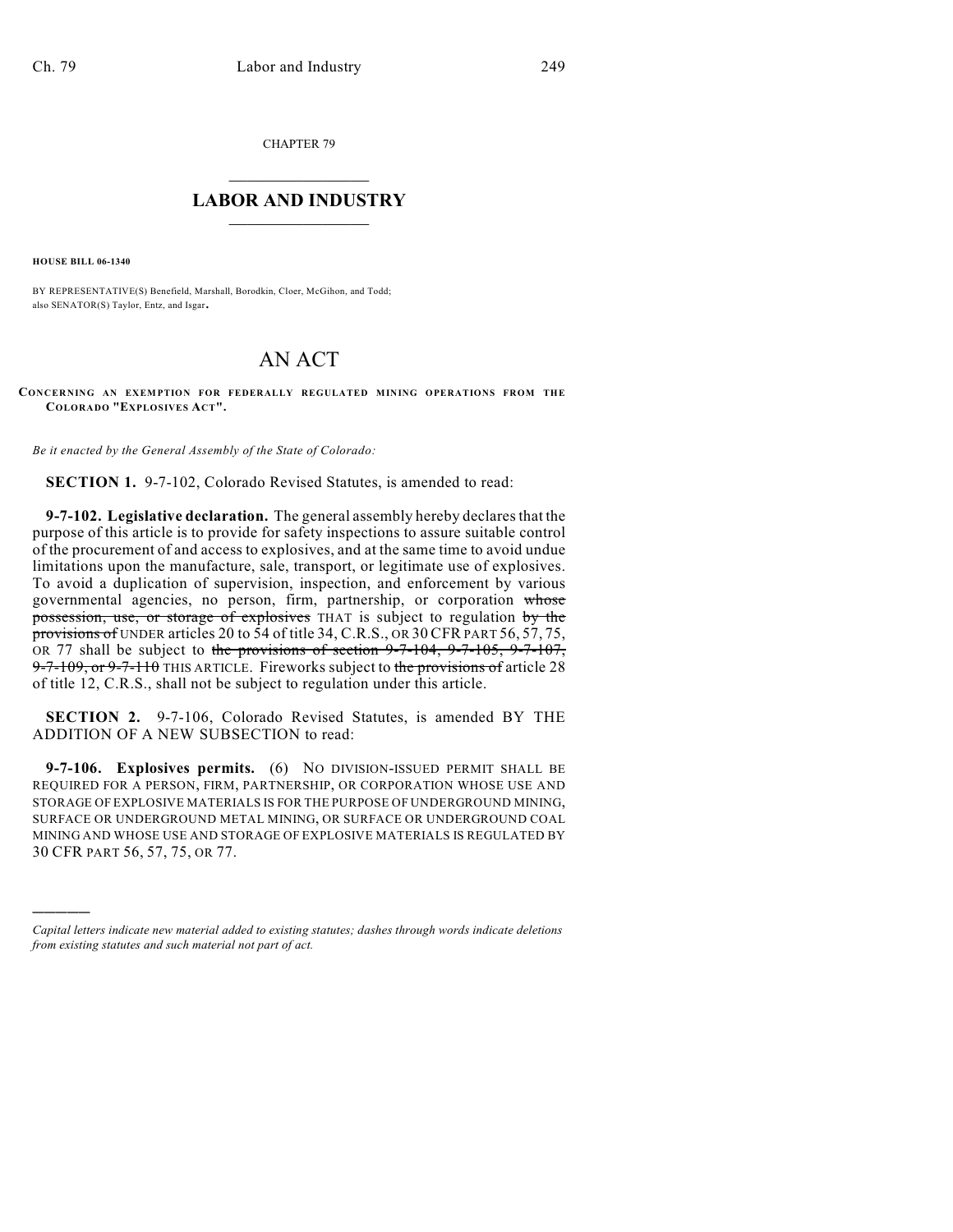CHAPTER 79

# LABOR AND INDUSTRY

**HOUSE BILL 06-1340**

BY REPRESENTATIVE(S) Benefield, Marshall, Borodkin, Cloer, McGihon, and Todd; also SENATOR(S) Taylor, Entz, and Isgar.

# AN ACT

**CONCERNING AN EXEMPTION FOR FEDERALLY REGULATED MINING OPERATIONS FROM THE COLORADO "EXPLOSIVES ACT".**

*Be it enacted by the General Assembly of the State of Colorado:*

**SECTION 1.** 9-7-102, Colorado Revised Statutes, is amended to read:

**9-7-102. Legislative declaration.** The general assembly hereby declares that the purpose of this article is to provide for safety inspections to assure suitable control of the procurement of and access to explosives, and at the same time to avoid undue limitations upon the manufacture, sale, transport, or legitimate use of explosives. To avoid a duplication of supervision, inspection, and enforcement by various governmental agencies, no person, firm, partnership, or corporation ~~whose possession, use, or storage of explosives~~ THAT is subject to regulation ~~by the provisions of~~ UNDER articles 20 to 54 of title 34, C.R.S., OR 30 CFR PART 56, 57, 75, OR 77 shall be subject to ~~the provisions of section 9-7-104, 9-7-105, 9-7-107, 9-7-109, or 9-7-110~~ THIS ARTICLE. Fireworks subject to ~~the provisions of~~ article 28 of title 12, C.R.S., shall not be subject to regulation under this article.

**SECTION 2.** 9-7-106, Colorado Revised Statutes, is amended BY THE ADDITION OF A NEW SUBSECTION to read:

**9-7-106. Explosives permits.** (6) NO DIVISION-ISSUED PERMIT SHALL BE REQUIRED FOR A PERSON, FIRM, PARTNERSHIP, OR CORPORATION WHOSE USE AND STORAGE OF EXPLOSIVE MATERIALS IS FOR THE PURPOSE OF UNDERGROUND MINING, SURFACE OR UNDERGROUND METAL MINING, OR SURFACE OR UNDERGROUND COAL MINING AND WHOSE USE AND STORAGE OF EXPLOSIVE MATERIALS IS REGULATED BY 30 CFR PART 56, 57, 75, OR 77.

---

*Capital letters indicate new material added to existing statutes; dashes through words indicate deletions from existing statutes and such material not part of act.*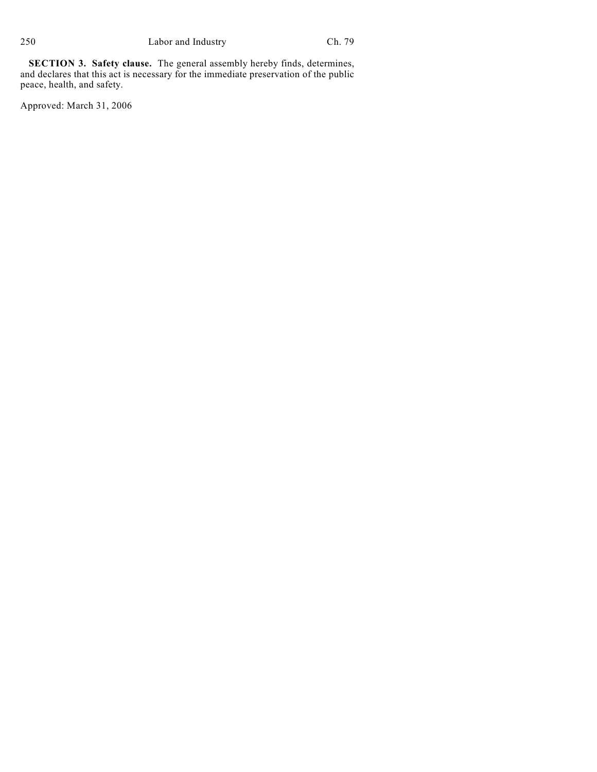**SECTION 3. Safety clause.** The general assembly hereby finds, determines, and declares that this act is necessary for the immediate preservation of the public peace, health, and safety.

Approved: March 31, 2006